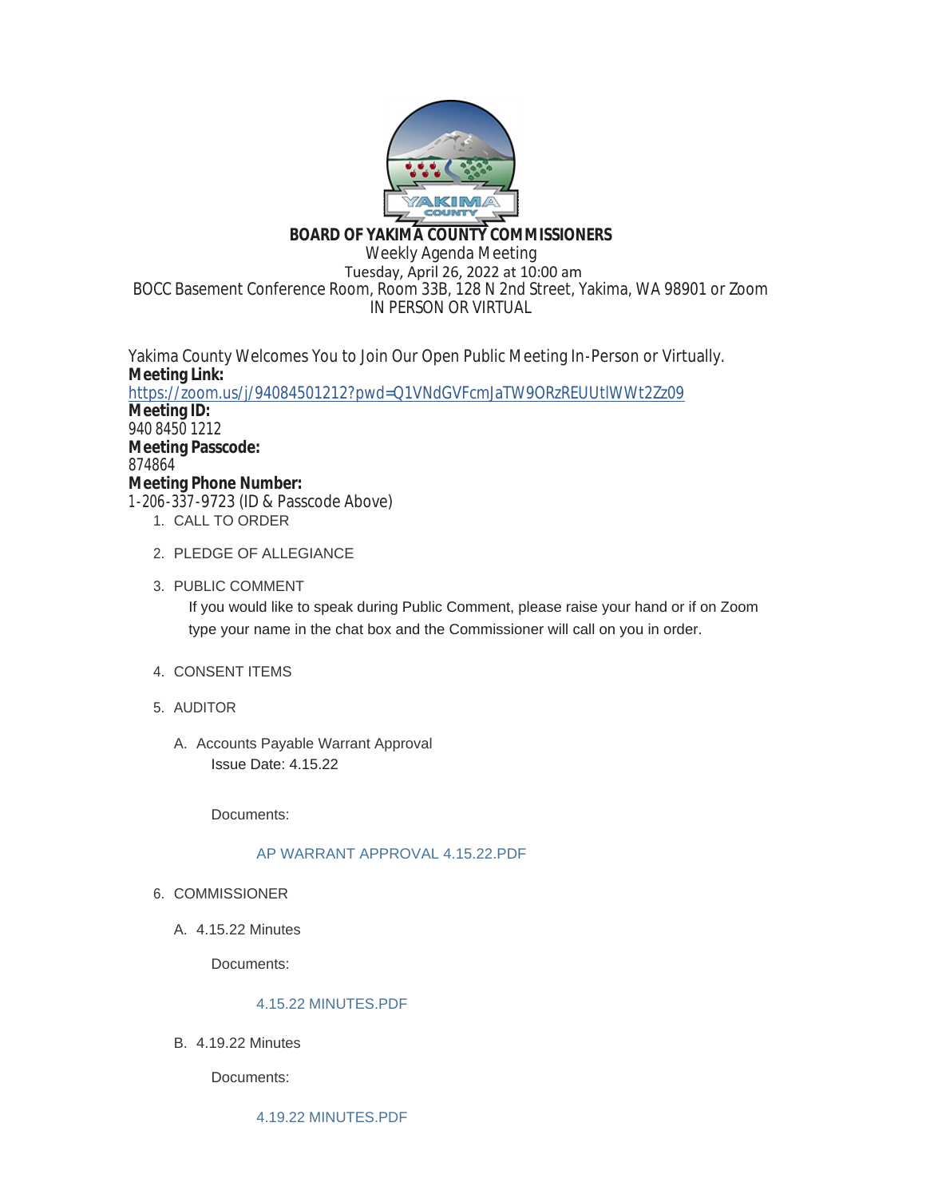# BOARD OF YAKIMA COUNTY COMMISSIONERS

Weekly Agenda Meeting
Tuesday, April 26, 2022 at 10:00 am
BOCC Basement Conference Room, Room 33B, 128 N 2nd Street, Yakima, WA 98901 or Zoom
IN PERSON OR VIRTUAL

Yakima County Welcomes You to Join Our Open Public Meeting In-Person or Virtually.

**Meeting Link:**
https://zoom.us/j/94084501212?pwd=Q1VNdGVFcmJaTW9ORzREUUtlWWt2Zz09

**Meeting ID:**
940 8450 1212

**Meeting Passcode:**
874864

**Meeting Phone Number:**
1-206-337-9723 (ID & Passcode Above)

1. CALL TO ORDER

2. PLEDGE OF ALLEGIANCE

3. PUBLIC COMMENT

   If you would like to speak during Public Comment, please raise your hand or if on Zoom type your name in the chat box and the Commissioner will call on you in order.

4. CONSENT ITEMS

5. AUDITOR

   A. Accounts Payable Warrant Approval

      Issue Date: 4.15.22

      Documents:

      AP WARRANT APPROVAL 4.15.22.PDF

6. COMMISSIONER

   A. 4.15.22 Minutes

      Documents:

      4.15.22 MINUTES.PDF

   B. 4.19.22 Minutes

      Documents:

      4.19.22 MINUTES.PDF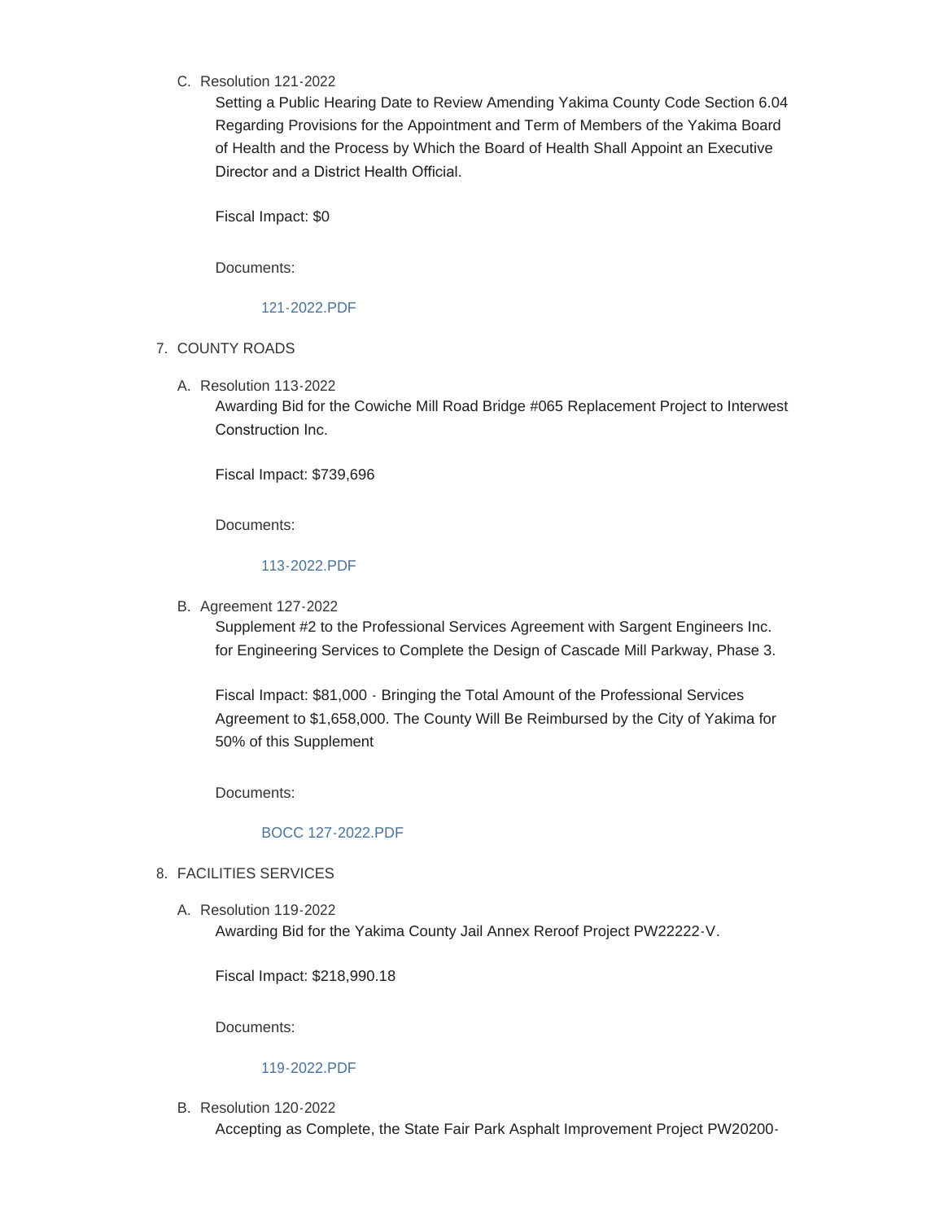C. Resolution 121-2022

Setting a Public Hearing Date to Review Amending Yakima County Code Section 6.04 Regarding Provisions for the Appointment and Term of Members of the Yakima Board of Health and the Process by Which the Board of Health Shall Appoint an Executive Director and a District Health Official.

Fiscal Impact: $0

Documents:

121-2022.PDF

7. COUNTY ROADS

A. Resolution 113-2022

Awarding Bid for the Cowiche Mill Road Bridge #065 Replacement Project to Interwest Construction Inc.

Fiscal Impact: $739,696

Documents:

113-2022.PDF

B. Agreement 127-2022

Supplement #2 to the Professional Services Agreement with Sargent Engineers Inc. for Engineering Services to Complete the Design of Cascade Mill Parkway, Phase 3.

Fiscal Impact: $81,000 - Bringing the Total Amount of the Professional Services Agreement to $1,658,000. The County Will Be Reimbursed by the City of Yakima for 50% of this Supplement

Documents:

BOCC 127-2022.PDF

8. FACILITIES SERVICES

A. Resolution 119-2022

Awarding Bid for the Yakima County Jail Annex Reroof Project PW22222-V.

Fiscal Impact: $218,990.18

Documents:

119-2022.PDF

B. Resolution 120-2022

Accepting as Complete, the State Fair Park Asphalt Improvement Project PW20200-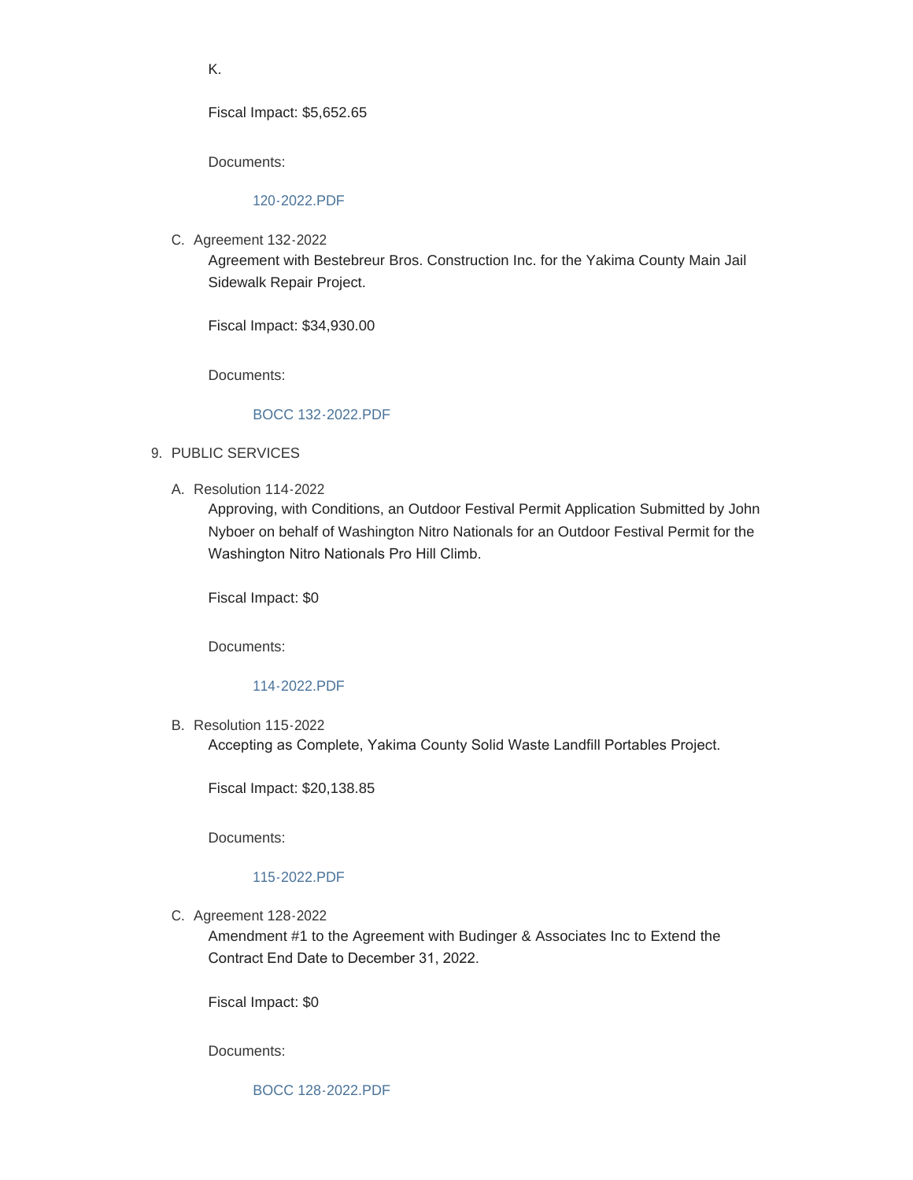K.

Fiscal Impact: $5,652.65

Documents:

120-2022.PDF

C. Agreement 132-2022

Agreement with Bestebreur Bros. Construction Inc. for the Yakima County Main Jail Sidewalk Repair Project.

Fiscal Impact: $34,930.00

Documents:

BOCC 132-2022.PDF

9. PUBLIC SERVICES

A. Resolution 114-2022

Approving, with Conditions, an Outdoor Festival Permit Application Submitted by John Nyboer on behalf of Washington Nitro Nationals for an Outdoor Festival Permit for the Washington Nitro Nationals Pro Hill Climb.

Fiscal Impact: $0

Documents:

114-2022.PDF

B. Resolution 115-2022

Accepting as Complete, Yakima County Solid Waste Landfill Portables Project.

Fiscal Impact: $20,138.85

Documents:

115-2022.PDF

C. Agreement 128-2022

Amendment #1 to the Agreement with Budinger & Associates Inc to Extend the Contract End Date to December 31, 2022.

Fiscal Impact: $0

Documents:

BOCC 128-2022.PDF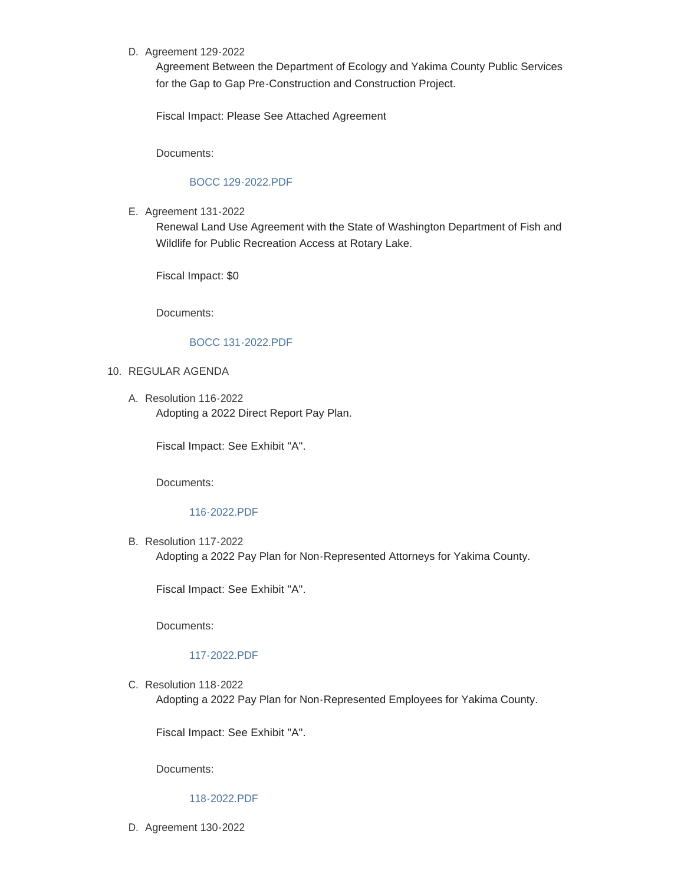D. Agreement 129-2022

   Agreement Between the Department of Ecology and Yakima County Public Services for the Gap to Gap Pre-Construction and Construction Project.

   Fiscal Impact: Please See Attached Agreement

   Documents:

   BOCC 129-2022.PDF

E. Agreement 131-2022

   Renewal Land Use Agreement with the State of Washington Department of Fish and Wildlife for Public Recreation Access at Rotary Lake.

   Fiscal Impact: $0

   Documents:

   BOCC 131-2022.PDF

10. REGULAR AGENDA

A. Resolution 116-2022

   Adopting a 2022 Direct Report Pay Plan.

   Fiscal Impact: See Exhibit "A".

   Documents:

   116-2022.PDF

B. Resolution 117-2022

   Adopting a 2022 Pay Plan for Non-Represented Attorneys for Yakima County.

   Fiscal Impact: See Exhibit "A".

   Documents:

   117-2022.PDF

C. Resolution 118-2022

   Adopting a 2022 Pay Plan for Non-Represented Employees for Yakima County.

   Fiscal Impact: See Exhibit "A".

   Documents:

   118-2022.PDF

D. Agreement 130-2022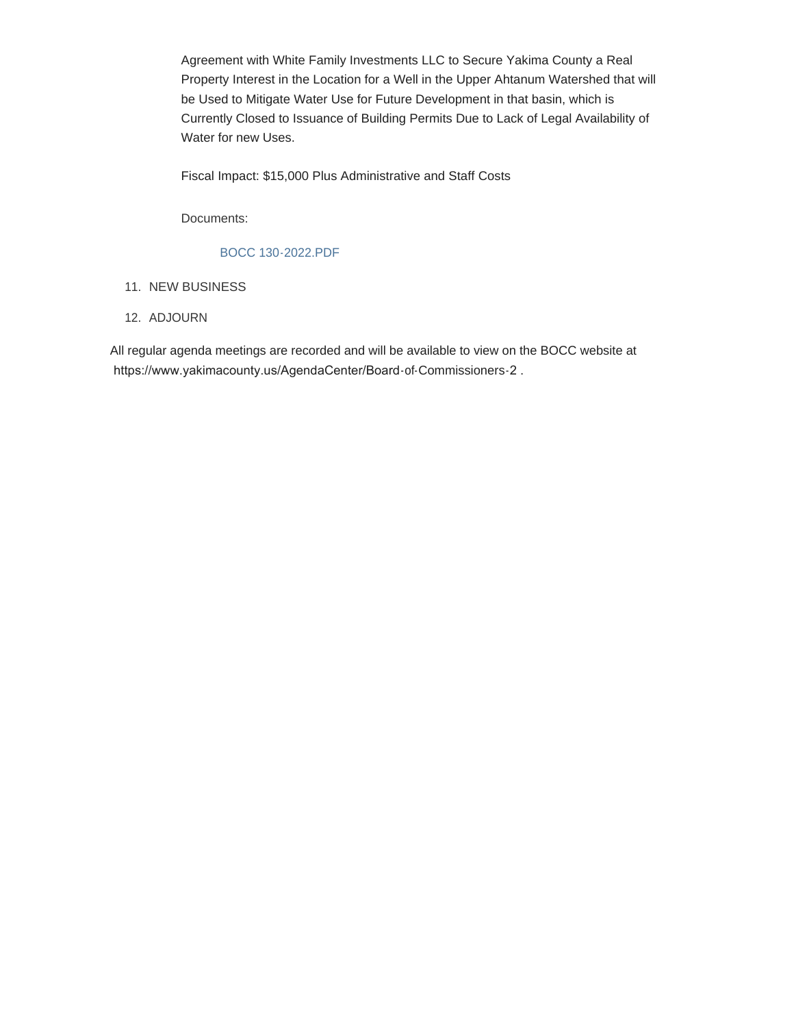Agreement with White Family Investments LLC to Secure Yakima County a Real Property Interest in the Location for a Well in the Upper Ahtanum Watershed that will be Used to Mitigate Water Use for Future Development in that basin, which is Currently Closed to Issuance of Building Permits Due to Lack of Legal Availability of Water for new Uses.

Fiscal Impact: $15,000 Plus Administrative and Staff Costs

Documents:

BOCC 130-2022.PDF

11. NEW BUSINESS
12. ADJOURN

All regular agenda meetings are recorded and will be available to view on the BOCC website at https://www.yakimacounty.us/AgendaCenter/Board-of-Commissioners-2 .